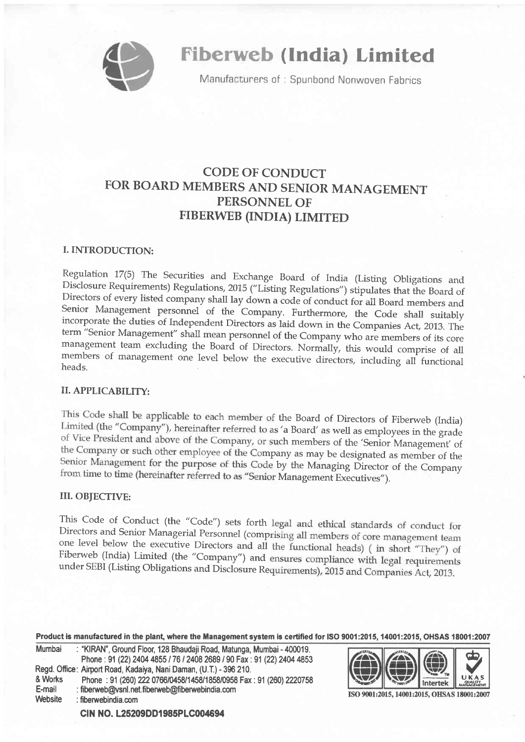# Fiberweb (India) Limited

Manufacturers of : Spunbond Nonwoven Fabrics

## CODE OF CONDUCT FOR BOARD MEMBERS AND SENIOR MANAGEMENT PERSONNEL OF FIBERWEB (INDIA) LIMITED

### I. INTRODUCTION:

Regulation 17(5) The Securities and Exchange Board of India (Listing Obligations and Disclosure Requirements) Regulations, 2015 ("Listing Regulations") stipulates that the Board of Directors of every listed company shall lay down a code of conduct for all Board members and Senior Management personnel of the Company. Furthermore, the Code shall suitably incorporate the duties of Independent Directors as laid down in the Companies Act, 2013. The term "Senior Management" shall mean personnel of the Company who are members of its core management team excluding the Board of Directors. Normally, this would comprise of all members of management one level below the executive directors, including all functional heads.

### II. APPLICABILITY:

This Code shall be applicable to each member of the Board of Directors of Fiberweb (India) Limited (the "Company"), hereinafter referred to as 'a Board' as well as employees in the grade of Vice President and above of the Company, or such members of the 'Senior Management' of the Company or such other employee of the Company as may be designated as member of the Senior Management for the purpose of this Code by the Managing Director of the Company from time to time (hereinafter referred to as "Senior Management Executives").

### III. OBJECTIVE:

This Code of Conduct (the "Code") sets forth legal and ethical standards of conduct for Directors and Senior Managerial Personnel (comprising all members of core management team one level below the executive Directors and all the functional heads) ( in short "They") of Fiberweb (India) Limited (the "Company") and ensures compliance with legal requirements under SEBI (Listing Obligations and Disclosure Requirements), 2015 and Companies Act, 2013.

**Product is manufactured in the plant, where the Management system is certified for ISO 9001:2015, 14001:2015, OHSAS 18001:2007**

Mumbai : "KIRAN", Ground Floor, 128 Bhaudaji Road, Matunga, Mumbai - 400019.
Phone : 91 (22) 2404 4855 / 76 / 2408 2689 / 90 Fax : 91 (22) 2404 4853

Regd. Office & Works : Airport Road, Kadaiya, Nani Daman, (U.T.) - 396 210.
Phone : 91 (260) 222 0766/0458/1458/1858/0958 Fax : 91 (260) 2220758

E-mail : fiberweb@vsnl.net.fiberweb@fiberwebindia.com

Website : fiberwebindia.com

ISO 9001:2015, 14001:2015, OHSAS 18001:2007

**CIN NO. L25209DD1985PLC004694**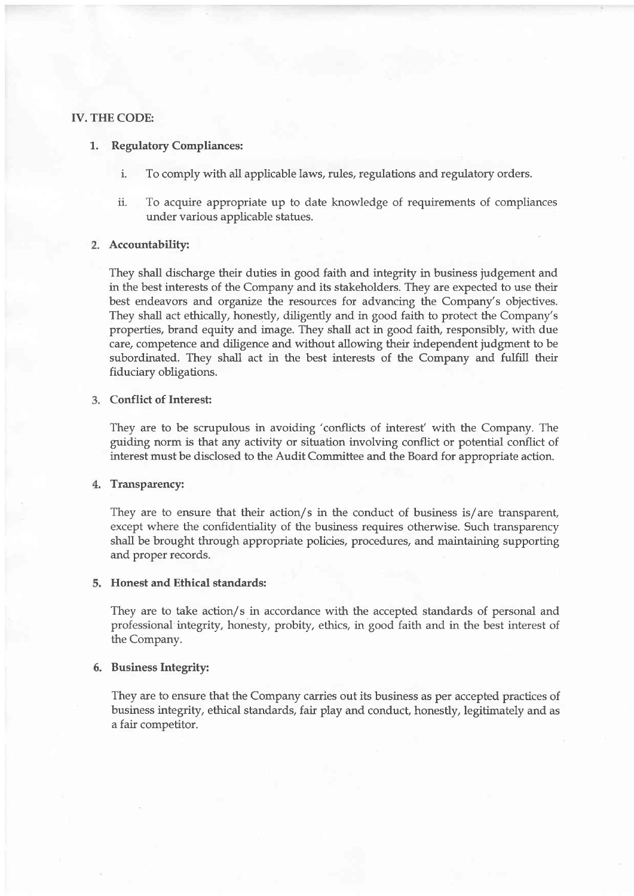## IV. THE CODE:

1. **Regulatory Compliances:**

    i. To comply with all applicable laws, rules, regulations and regulatory orders.

    ii. To acquire appropriate up to date knowledge of requirements of compliances under various applicable statues.

2. **Accountability:**

    They shall discharge their duties in good faith and integrity in business judgement and in the best interests of the Company and its stakeholders. They are expected to use their best endeavors and organize the resources for advancing the Company's objectives. They shall act ethically, honestly, diligently and in good faith to protect the Company's properties, brand equity and image. They shall act in good faith, responsibly, with due care, competence and diligence and without allowing their independent judgment to be subordinated. They shall act in the best interests of the Company and fulfill their fiduciary obligations.

3. **Conflict of Interest:**

    They are to be scrupulous in avoiding 'conflicts of interest' with the Company. The guiding norm is that any activity or situation involving conflict or potential conflict of interest must be disclosed to the Audit Committee and the Board for appropriate action.

4. **Transparency:**

    They are to ensure that their action/s in the conduct of business is/are transparent, except where the confidentiality of the business requires otherwise. Such transparency shall be brought through appropriate policies, procedures, and maintaining supporting and proper records.

5. **Honest and Ethical standards:**

    They are to take action/s in accordance with the accepted standards of personal and professional integrity, honesty, probity, ethics, in good faith and in the best interest of the Company.

6. **Business Integrity:**

    They are to ensure that the Company carries out its business as per accepted practices of business integrity, ethical standards, fair play and conduct, honestly, legitimately and as a fair competitor.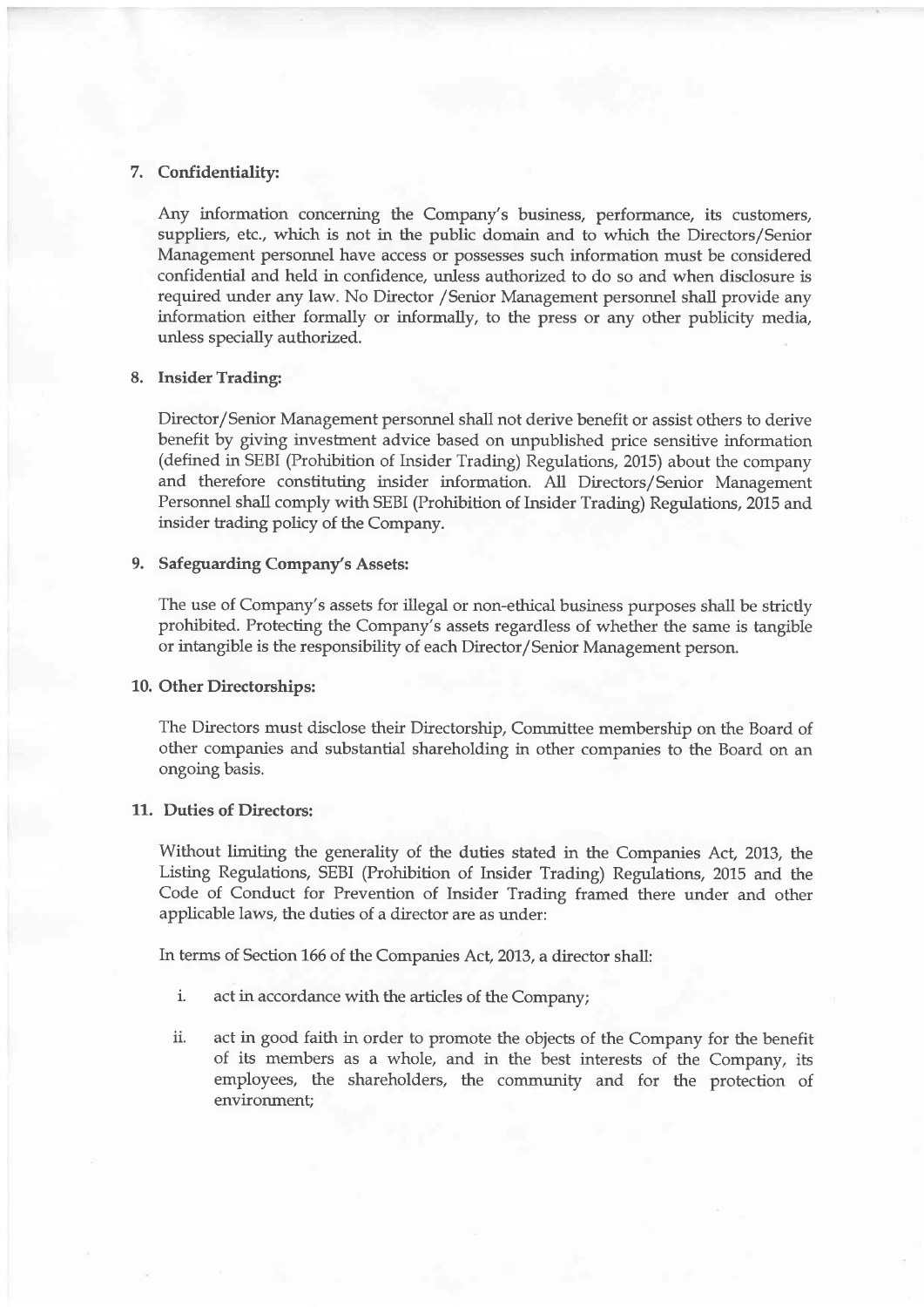7. **Confidentiality:**

   Any information concerning the Company's business, performance, its customers, suppliers, etc., which is not in the public domain and to which the Directors/Senior Management personnel have access or possesses such information must be considered confidential and held in confidence, unless authorized to do so and when disclosure is required under any law. No Director /Senior Management personnel shall provide any information either formally or informally, to the press or any other publicity media, unless specially authorized.

8. **Insider Trading:**

   Director/Senior Management personnel shall not derive benefit or assist others to derive benefit by giving investment advice based on unpublished price sensitive information (defined in SEBI (Prohibition of Insider Trading) Regulations, 2015) about the company and therefore constituting insider information. All Directors/Senior Management Personnel shall comply with SEBI (Prohibition of Insider Trading) Regulations, 2015 and insider trading policy of the Company.

9. **Safeguarding Company's Assets:**

   The use of Company's assets for illegal or non-ethical business purposes shall be strictly prohibited. Protecting the Company's assets regardless of whether the same is tangible or intangible is the responsibility of each Director/Senior Management person.

10. **Other Directorships:**

    The Directors must disclose their Directorship, Committee membership on the Board of other companies and substantial shareholding in other companies to the Board on an ongoing basis.

11. **Duties of Directors:**

    Without limiting the generality of the duties stated in the Companies Act, 2013, the Listing Regulations, SEBI (Prohibition of Insider Trading) Regulations, 2015 and the Code of Conduct for Prevention of Insider Trading framed there under and other applicable laws, the duties of a director are as under:

    In terms of Section 166 of the Companies Act, 2013, a director shall:

    i. act in accordance with the articles of the Company;

    ii. act in good faith in order to promote the objects of the Company for the benefit of its members as a whole, and in the best interests of the Company, its employees, the shareholders, the community and for the protection of environment;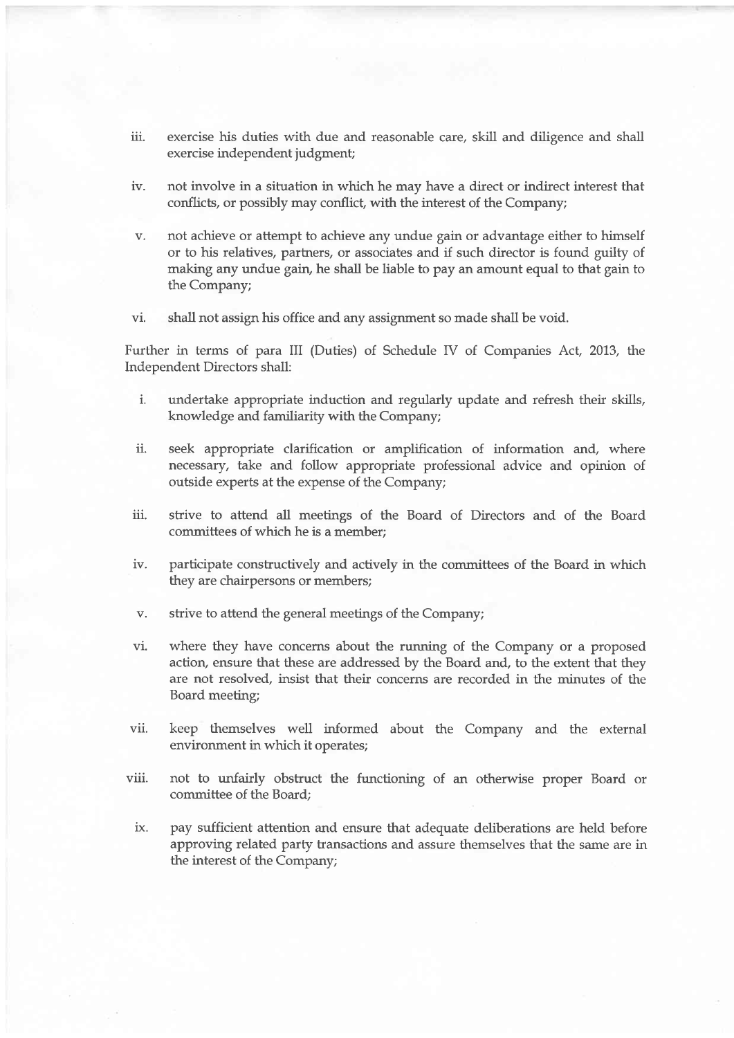iii. exercise his duties with due and reasonable care, skill and diligence and shall exercise independent judgment;

iv. not involve in a situation in which he may have a direct or indirect interest that conflicts, or possibly may conflict, with the interest of the Company;

v. not achieve or attempt to achieve any undue gain or advantage either to himself or to his relatives, partners, or associates and if such director is found guilty of making any undue gain, he shall be liable to pay an amount equal to that gain to the Company;

vi. shall not assign his office and any assignment so made shall be void.

Further in terms of para III (Duties) of Schedule IV of Companies Act, 2013, the Independent Directors shall:

i. undertake appropriate induction and regularly update and refresh their skills, knowledge and familiarity with the Company;

ii. seek appropriate clarification or amplification of information and, where necessary, take and follow appropriate professional advice and opinion of outside experts at the expense of the Company;

iii. strive to attend all meetings of the Board of Directors and of the Board committees of which he is a member;

iv. participate constructively and actively in the committees of the Board in which they are chairpersons or members;

v. strive to attend the general meetings of the Company;

vi. where they have concerns about the running of the Company or a proposed action, ensure that these are addressed by the Board and, to the extent that they are not resolved, insist that their concerns are recorded in the minutes of the Board meeting;

vii. keep themselves well informed about the Company and the external environment in which it operates;

viii. not to unfairly obstruct the functioning of an otherwise proper Board or committee of the Board;

ix. pay sufficient attention and ensure that adequate deliberations are held before approving related party transactions and assure themselves that the same are in the interest of the Company;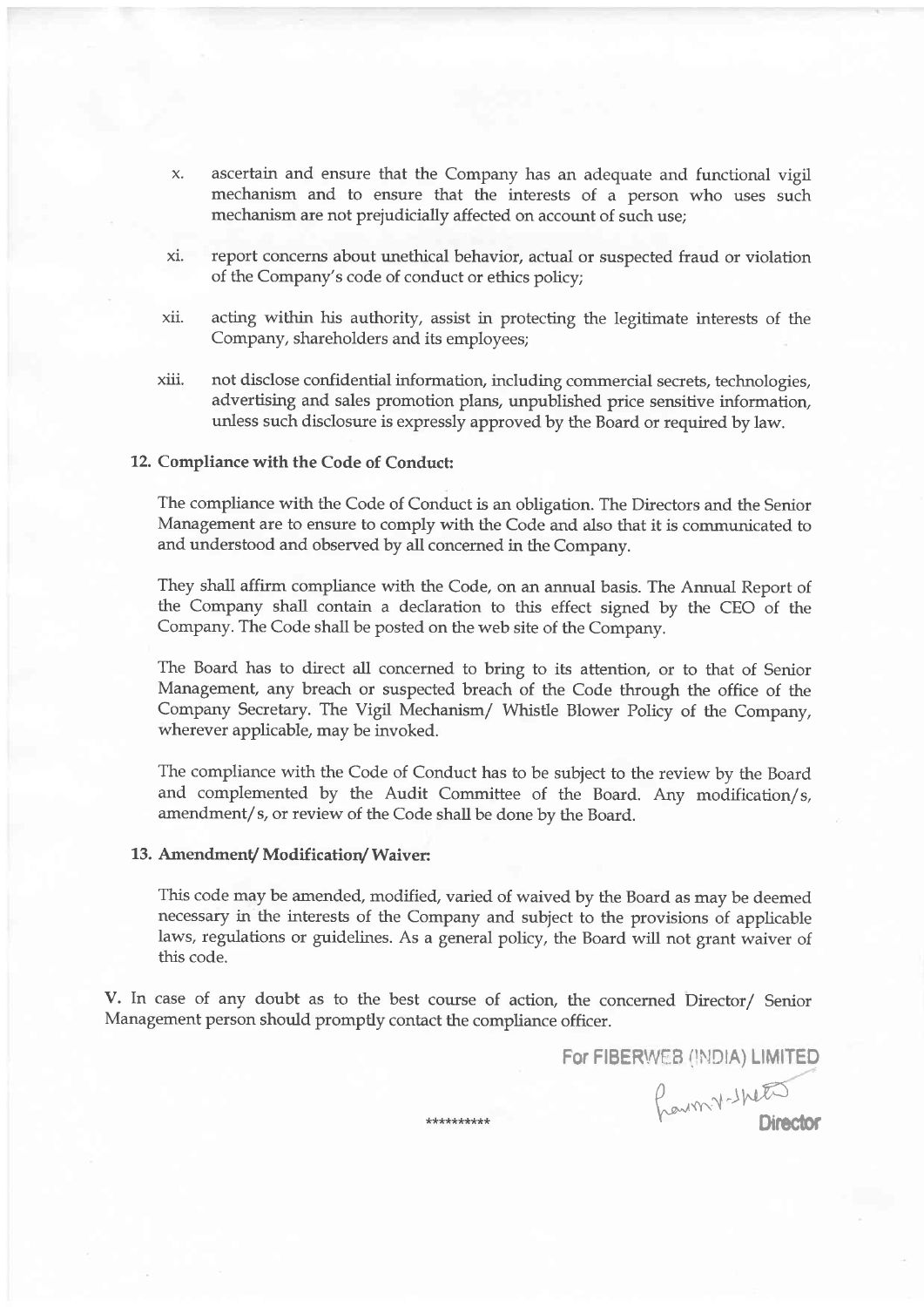x. ascertain and ensure that the Company has an adequate and functional vigil mechanism and to ensure that the interests of a person who uses such mechanism are not prejudicially affected on account of such use;

xi. report concerns about unethical behavior, actual or suspected fraud or violation of the Company's code of conduct or ethics policy;

xii. acting within his authority, assist in protecting the legitimate interests of the Company, shareholders and its employees;

xiii. not disclose confidential information, including commercial secrets, technologies, advertising and sales promotion plans, unpublished price sensitive information, unless such disclosure is expressly approved by the Board or required by law.

**12. Compliance with the Code of Conduct:**

The compliance with the Code of Conduct is an obligation. The Directors and the Senior Management are to ensure to comply with the Code and also that it is communicated to and understood and observed by all concerned in the Company.

They shall affirm compliance with the Code, on an annual basis. The Annual Report of the Company shall contain a declaration to this effect signed by the CEO of the Company. The Code shall be posted on the web site of the Company.

The Board has to direct all concerned to bring to its attention, or to that of Senior Management, any breach or suspected breach of the Code through the office of the Company Secretary. The Vigil Mechanism/ Whistle Blower Policy of the Company, wherever applicable, may be invoked.

The compliance with the Code of Conduct has to be subject to the review by the Board and complemented by the Audit Committee of the Board. Any modification/s, amendment/ s, or review of the Code shall be done by the Board.

**13. Amendment/ Modification/ Waiver:**

This code may be amended, modified, varied of waived by the Board as may be deemed necessary in the interests of the Company and subject to the provisions of applicable laws, regulations or guidelines. As a general policy, the Board will not grant waiver of this code.

**V.** In case of any doubt as to the best course of action, the concerned Director/ Senior Management person should promptly contact the compliance officer.

For FIBERWEB (INDIA) LIMITED

Director

**********